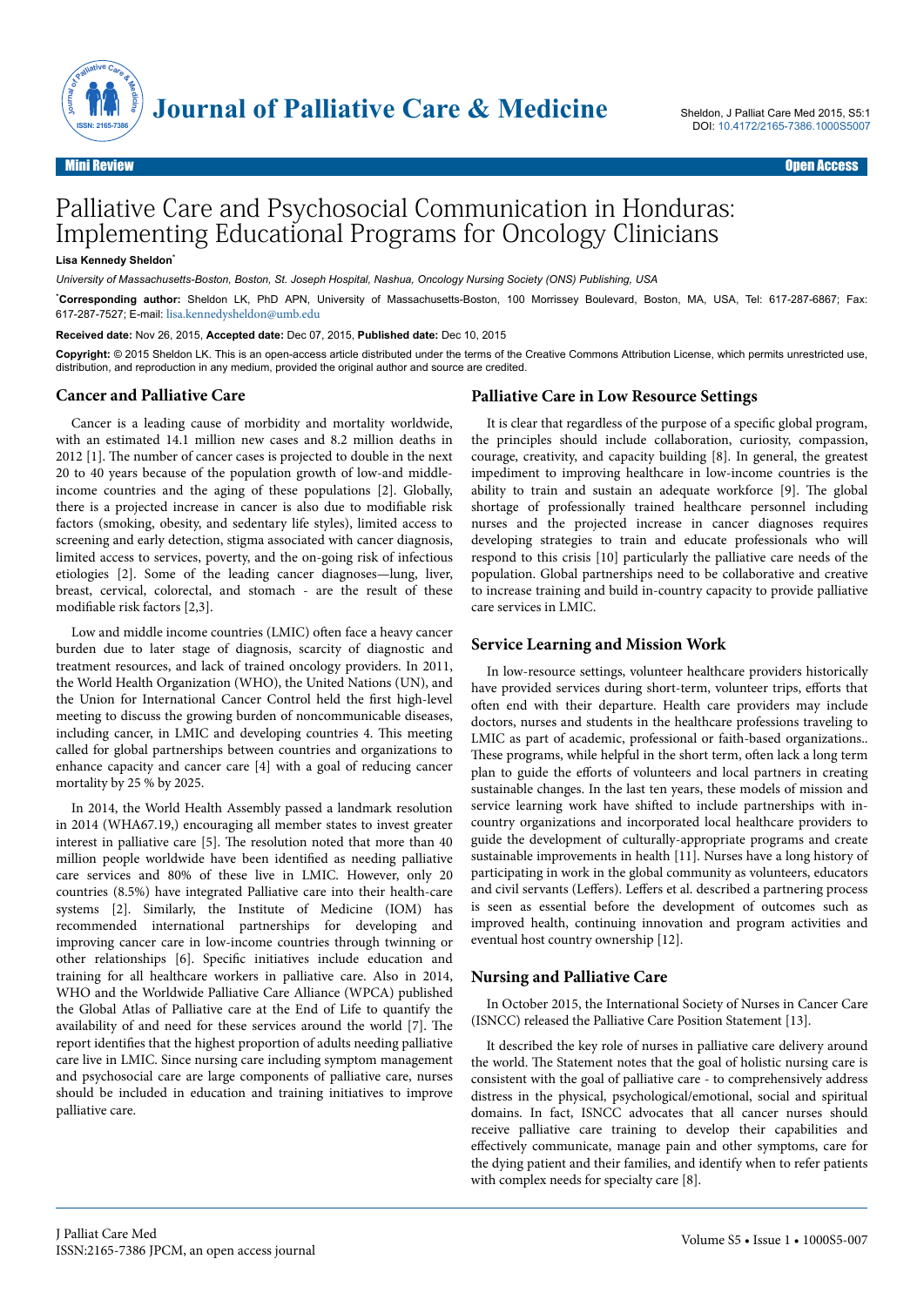Mini Review Open Access

# Palliative Care and Psychosocial Communication in Honduras: Implementing Educational Programs for Oncology Clinicians

**Lisa Kennedy Sheldon***

*University of Massachusetts-Boston, Boston, St. Joseph Hospital, Nashua, Oncology Nursing Society (ONS) Publishing, USA*

***Corresponding author:** Sheldon LK, PhD APN, University of Massachusetts-Boston, 100 Morrissey Boulevard, Boston, MA, USA, Tel: 617-287-6867; Fax: 617-287-7527; E-mail: lisa.kennedysheldon@umb.edu

**Received date:** Nov 26, 2015, **Accepted date:** Dec 07, 2015, **Published date:** Dec 10, 2015

**Copyright:** © 2015 Sheldon LK. This is an open-access article distributed under the terms of the Creative Commons Attribution License, which permits unrestricted use, distribution, and reproduction in any medium, provided the original author and source are credited.

## Cancer and Palliative Care

Cancer is a leading cause of morbidity and mortality worldwide, with an estimated 14.1 million new cases and 8.2 million deaths in 2012 [1]. The number of cancer cases is projected to double in the next 20 to 40 years because of the population growth of low-and middle-income countries and the aging of these populations [2]. Globally, there is a projected increase in cancer is also due to modifiable risk factors (smoking, obesity, and sedentary life styles), limited access to screening and early detection, stigma associated with cancer diagnosis, limited access to services, poverty, and the on-going risk of infectious etiologies [2]. Some of the leading cancer diagnoses—lung, liver, breast, cervical, colorectal, and stomach - are the result of these modifiable risk factors [2,3].

Low and middle income countries (LMIC) often face a heavy cancer burden due to later stage of diagnosis, scarcity of diagnostic and treatment resources, and lack of trained oncology providers. In 2011, the World Health Organization (WHO), the United Nations (UN), and the Union for International Cancer Control held the first high-level meeting to discuss the growing burden of noncommunicable diseases, including cancer, in LMIC and developing countries 4. This meeting called for global partnerships between countries and organizations to enhance capacity and cancer care [4] with a goal of reducing cancer mortality by 25 % by 2025.

In 2014, the World Health Assembly passed a landmark resolution in 2014 (WHA67.19,) encouraging all member states to invest greater interest in palliative care [5]. The resolution noted that more than 40 million people worldwide have been identified as needing palliative care services and 80% of these live in LMIC. However, only 20 countries (8.5%) have integrated Palliative care into their health-care systems [2]. Similarly, the Institute of Medicine (IOM) has recommended international partnerships for developing and improving cancer care in low-income countries through twinning or other relationships [6]. Specific initiatives include education and training for all healthcare workers in palliative care. Also in 2014, WHO and the Worldwide Palliative Care Alliance (WPCA) published the Global Atlas of Palliative care at the End of Life to quantify the availability of and need for these services around the world [7]. The report identifies that the highest proportion of adults needing palliative care live in LMIC. Since nursing care including symptom management and psychosocial care are large components of palliative care, nurses should be included in education and training initiatives to improve palliative care.

## Palliative Care in Low Resource Settings

It is clear that regardless of the purpose of a specific global program, the principles should include collaboration, curiosity, compassion, courage, creativity, and capacity building [8]. In general, the greatest impediment to improving healthcare in low-income countries is the ability to train and sustain an adequate workforce [9]. The global shortage of professionally trained healthcare personnel including nurses and the projected increase in cancer diagnoses requires developing strategies to train and educate professionals who will respond to this crisis [10] particularly the palliative care needs of the population. Global partnerships need to be collaborative and creative to increase training and build in-country capacity to provide palliative care services in LMIC.

## Service Learning and Mission Work

In low-resource settings, volunteer healthcare providers historically have provided services during short-term, volunteer trips, efforts that often end with their departure. Health care providers may include doctors, nurses and students in the healthcare professions traveling to LMIC as part of academic, professional or faith-based organizations.. These programs, while helpful in the short term, often lack a long term plan to guide the efforts of volunteers and local partners in creating sustainable changes. In the last ten years, these models of mission and service learning work have shifted to include partnerships with in-country organizations and incorporated local healthcare providers to guide the development of culturally-appropriate programs and create sustainable improvements in health [11]. Nurses have a long history of participating in work in the global community as volunteers, educators and civil servants (Leffers). Leffers et al. described a partnering process is seen as essential before the development of outcomes such as improved health, continuing innovation and program activities and eventual host country ownership [12].

## Nursing and Palliative Care

In October 2015, the International Society of Nurses in Cancer Care (ISNCC) released the Palliative Care Position Statement [13].

It described the key role of nurses in palliative care delivery around the world. The Statement notes that the goal of holistic nursing care is consistent with the goal of palliative care - to comprehensively address distress in the physical, psychological/emotional, social and spiritual domains. In fact, ISNCC advocates that all cancer nurses should receive palliative care training to develop their capabilities and effectively communicate, manage pain and other symptoms, care for the dying patient and their families, and identify when to refer patients with complex needs for specialty care [8].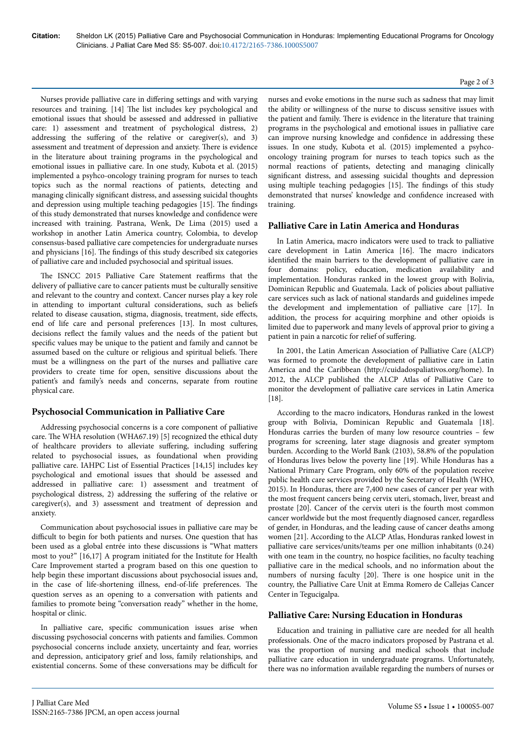Nurses provide palliative care in differing settings and with varying resources and training. [14] The list includes key psychological and emotional issues that should be assessed and addressed in palliative care: 1) assessment and treatment of psychological distress, 2) addressing the suffering of the relative or caregiver(s), and 3) assessment and treatment of depression and anxiety. There is evidence in the literature about training programs in the psychological and emotional issues in palliative care. In one study, Kubota et al. (2015) implemented a psyhco-oncology training program for nurses to teach topics such as the normal reactions of patients, detecting and managing clinically significant distress, and assessing suicidal thoughts and depression using multiple teaching pedagogies [15]. The findings of this study demonstrated that nurses knowledge and confidence were increased with training. Pastrana, Wenk, De Lima (2015) used a workshop in another Latin America country, Colombia, to develop consensus-based palliative care competencies for undergraduate nurses and physicians [16]. The findings of this study described six categories of palliative care and included psychosocial and spiritual issues.

The ISNCC 2015 Palliative Care Statement reaffirms that the delivery of palliative care to cancer patients must be culturally sensitive and relevant to the country and context. Cancer nurses play a key role in attending to important cultural considerations, such as beliefs related to disease causation, stigma, diagnosis, treatment, side effects, end of life care and personal preferences [13]. In most cultures, decisions reflect the family values and the needs of the patient but specific values may be unique to the patient and family and cannot be assumed based on the culture or religious and spiritual beliefs. There must be a willingness on the part of the nurses and palliative care providers to create time for open, sensitive discussions about the patient's and family's needs and concerns, separate from routine physical care.

## Psychosocial Communication in Palliative Care

Addressing psychosocial concerns is a core component of palliative care. The WHA resolution (WHA67.19) [5] recognized the ethical duty of healthcare providers to alleviate suffering, including suffering related to psychosocial issues, as foundational when providing palliative care. IAHPC List of Essential Practices [14,15] includes key psychological and emotional issues that should be assessed and addressed in palliative care: 1) assessment and treatment of psychological distress, 2) addressing the suffering of the relative or caregiver(s), and 3) assessment and treatment of depression and anxiety.

Communication about psychosocial issues in palliative care may be difficult to begin for both patients and nurses. One question that has been used as a global entrée into these discussions is "What matters most to you?" [16,17] A program initiated for the Institute for Health Care Improvement started a program based on this one question to help begin these important discussions about psychosocial issues and, in the case of life-shortening illness, end-of-life preferences. The question serves as an opening to a conversation with patients and families to promote being "conversation ready" whether in the home, hospital or clinic.

In palliative care, specific communication issues arise when discussing psychosocial concerns with patients and families. Common psychosocial concerns include anxiety, uncertainty and fear, worries and depression, anticipatory grief and loss, family relationships, and existential concerns. Some of these conversations may be difficult for nurses and evoke emotions in the nurse such as sadness that may limit the ability or willingness of the nurse to discuss sensitive issues with the patient and family. There is evidence in the literature that training programs in the psychological and emotional issues in palliative care can improve nursing knowledge and confidence in addressing these issues. In one study, Kubota et al. (2015) implemented a psyhco-oncology training program for nurses to teach topics such as the normal reactions of patients, detecting and managing clinically significant distress, and assessing suicidal thoughts and depression using multiple teaching pedagogies [15]. The findings of this study demonstrated that nurses' knowledge and confidence increased with training.

## Palliative Care in Latin America and Honduras

In Latin America, macro indicators were used to track to palliative care development in Latin America [16]. The macro indicators identified the main barriers to the development of palliative care in four domains: policy, education, medication availability and implementation. Honduras ranked in the lowest group with Bolivia, Dominican Republic and Guatemala. Lack of policies about palliative care services such as lack of national standards and guidelines impede the development and implementation of palliative care [17]. In addition, the process for acquiring morphine and other opioids is limited due to paperwork and many levels of approval prior to giving a patient in pain a narcotic for relief of suffering.

In 2001, the Latin American Association of Palliative Care (ALCP) was formed to promote the development of palliative care in Latin America and the Caribbean (http://cuidadospaliativos.org/home). In 2012, the ALCP published the ALCP Atlas of Palliative Care to monitor the development of palliative care services in Latin America [18].

According to the macro indicators, Honduras ranked in the lowest group with Bolivia, Dominican Republic and Guatemala [18]. Honduras carries the burden of many low resource countries – few programs for screening, later stage diagnosis and greater symptom burden. According to the World Bank (2103), 58.8% of the population of Honduras lives below the poverty line [19]. While Honduras has a National Primary Care Program, only 60% of the population receive public health care services provided by the Secretary of Health (WHO, 2015). In Honduras, there are 7,400 new cases of cancer per year with the most frequent cancers being cervix uteri, stomach, liver, breast and prostate [20]. Cancer of the cervix uteri is the fourth most common cancer worldwide but the most frequently diagnosed cancer, regardless of gender, in Honduras, and the leading cause of cancer deaths among women [21]. According to the ALCP Atlas, Honduras ranked lowest in palliative care services/units/teams per one million inhabitants (0.24) with one team in the country, no hospice facilities, no faculty teaching palliative care in the medical schools, and no information about the numbers of nursing faculty [20]. There is one hospice unit in the country, the Palliative Care Unit at Emma Romero de Callejas Cancer Center in Tegucigalpa.

## Palliative Care: Nursing Education in Honduras

Education and training in palliative care are needed for all health professionals. One of the macro indicators proposed by Pastrana et al. was the proportion of nursing and medical schools that include palliative care education in undergraduate programs. Unfortunately, there was no information available regarding the numbers of nurses or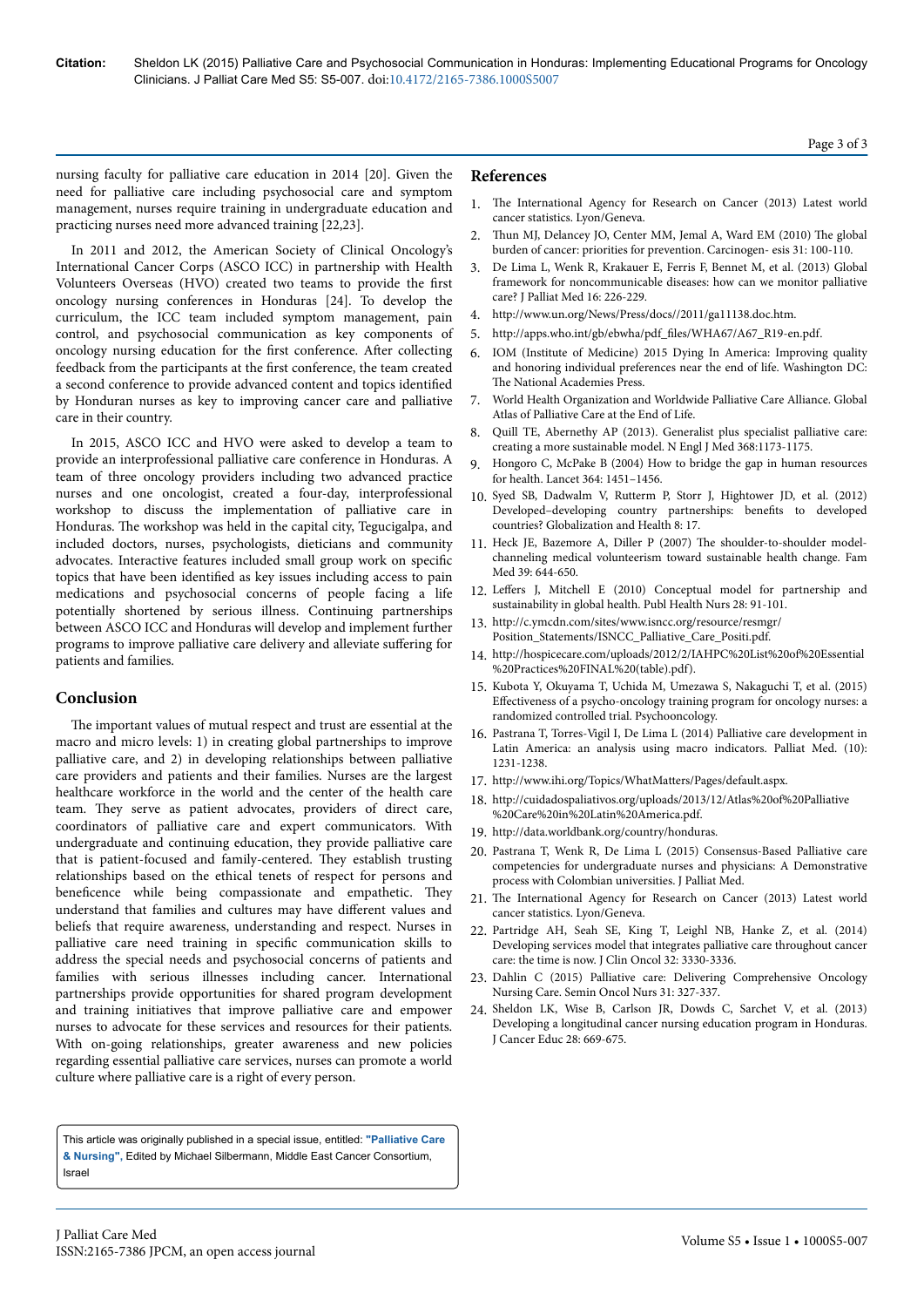nursing faculty for palliative care education in 2014 [20]. Given the need for palliative care including psychosocial care and symptom management, nurses require training in undergraduate education and practicing nurses need more advanced training [22,23].

In 2011 and 2012, the American Society of Clinical Oncology's International Cancer Corps (ASCO ICC) in partnership with Health Volunteers Overseas (HVO) created two teams to provide the first oncology nursing conferences in Honduras [24]. To develop the curriculum, the ICC team included symptom management, pain control, and psychosocial communication as key components of oncology nursing education for the first conference. After collecting feedback from the participants at the first conference, the team created a second conference to provide advanced content and topics identified by Honduran nurses as key to improving cancer care and palliative care in their country.

In 2015, ASCO ICC and HVO were asked to develop a team to provide an interprofessional palliative care conference in Honduras. A team of three oncology providers including two advanced practice nurses and one oncologist, created a four-day, interprofessional workshop to discuss the implementation of palliative care in Honduras. The workshop was held in the capital city, Tegucigalpa, and included doctors, nurses, psychologists, dieticians and community advocates. Interactive features included small group work on specific topics that have been identified as key issues including access to pain medications and psychosocial concerns of people facing a life potentially shortened by serious illness. Continuing partnerships between ASCO ICC and Honduras will develop and implement further programs to improve palliative care delivery and alleviate suffering for patients and families.

## Conclusion

The important values of mutual respect and trust are essential at the macro and micro levels: 1) in creating global partnerships to improve palliative care, and 2) in developing relationships between palliative care providers and patients and their families. Nurses are the largest healthcare workforce in the world and the center of the health care team. They serve as patient advocates, providers of direct care, coordinators of palliative care and expert communicators. With undergraduate and continuing education, they provide palliative care that is patient-focused and family-centered. They establish trusting relationships based on the ethical tenets of respect for persons and beneficence while being compassionate and empathetic. They understand that families and cultures may have different values and beliefs that require awareness, understanding and respect. Nurses in palliative care need training in specific communication skills to address the special needs and psychosocial concerns of patients and families with serious illnesses including cancer. International partnerships provide opportunities for shared program development and training initiatives that improve palliative care and empower nurses to advocate for these services and resources for their patients. With on-going relationships, greater awareness and new policies regarding essential palliative care services, nurses can promote a world culture where palliative care is a right of every person.

## References

1. The International Agency for Research on Cancer (2013) Latest world cancer statistics. Lyon/Geneva.
2. Thun MJ, Delancey JO, Center MM, Jemal A, Ward EM (2010) The global burden of cancer: priorities for prevention. Carcinogen- esis 31: 100-110.
3. De Lima L, Wenk R, Krakauer E, Ferris F, Bennet M, et al. (2013) Global framework for noncommunicable diseases: how can we monitor palliative care? J Palliat Med 16: 226-229.
4. http://www.un.org/News/Press/docs//2011/ga11138.doc.htm.
5. http://apps.who.int/gb/ebwha/pdf_files/WHA67/A67_R19-en.pdf.
6. IOM (Institute of Medicine) 2015 Dying In America: Improving quality and honoring individual preferences near the end of life. Washington DC: The National Academies Press.
7. World Health Organization and Worldwide Palliative Care Alliance. Global Atlas of Palliative Care at the End of Life.
8. Quill TE, Abernethy AP (2013). Generalist plus specialist palliative care: creating a more sustainable model. N Engl J Med 368:1173-1175.
9. Hongoro C, McPake B (2004) How to bridge the gap in human resources for health. Lancet 364: 1451–1456.
10. Syed SB, Dadwalm V, Rutterm P, Storr J, Hightower JD, et al. (2012) Developed–developing country partnerships: benefits to developed countries? Globalization and Health 8: 17.
11. Heck JE, Bazemore A, Diller P (2007) The shoulder-to-shoulder model-channeling medical volunteerism toward sustainable health change. Fam Med 39: 644-650.
12. Leffers J, Mitchell E (2010) Conceptual model for partnership and sustainability in global health. Publ Health Nurs 28: 91-101.
13. http://c.ymcdn.com/sites/www.isncc.org/resource/resmgr/Position_Statements/ISNCC_Palliative_Care_Positi.pdf.
14. http://hospicecare.com/uploads/2012/2/IAHPC%20List%20of%20Essential%20Practices%20FINAL%20(table).pdf).
15. Kubota Y, Okuyama T, Uchida M, Umezawa S, Nakaguchi T, et al. (2015) Effectiveness of a psycho-oncology training program for oncology nurses: a randomized controlled trial. Psychooncology.
16. Pastrana T, Torres-Vigil I, De Lima L (2014) Palliative care development in Latin America: an analysis using macro indicators. Palliat Med. (10): 1231-1238.
17. http://www.ihi.org/Topics/WhatMatters/Pages/default.aspx.
18. http://cuidadospaliativos.org/uploads/2013/12/Atlas%20of%20Palliative%20Care%20in%20Latin%20America.pdf.
19. http://data.worldbank.org/country/honduras.
20. Pastrana T, Wenk R, De Lima L (2015) Consensus-Based Palliative care competencies for undergraduate nurses and physicians: A Demonstrative process with Colombian universities. J Palliat Med.
21. The International Agency for Research on Cancer (2013) Latest world cancer statistics. Lyon/Geneva.
22. Partridge AH, Seah SE, King T, Leighl NB, Hanke Z, et al. (2014) Developing services model that integrates palliative care throughout cancer care: the time is now. J Clin Oncol 32: 3330-3336.
23. Dahlin C (2015) Palliative care: Delivering Comprehensive Oncology Nursing Care. Semin Oncol Nurs 31: 327-337.
24. Sheldon LK, Wise B, Carlson JR, Dowds C, Sarchet V, et al. (2013) Developing a longitudinal cancer nursing education program in Honduras. J Cancer Educ 28: 669-675.

This article was originally published in a special issue, entitled: **"Palliative Care & Nursing"**, Edited by Michael Silbermann, Middle East Cancer Consortium, Israel